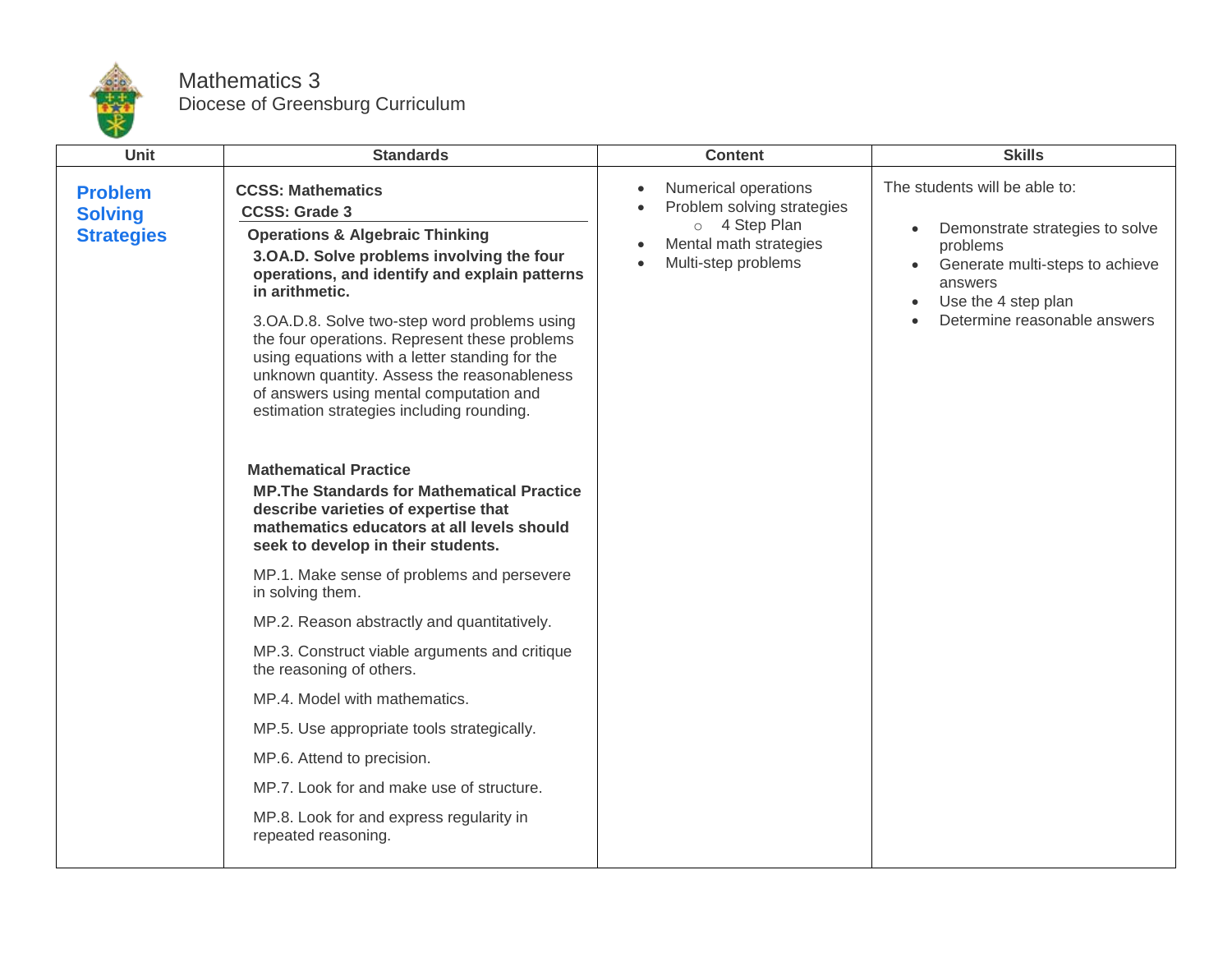# Mathematics 3

Diocese of Greensburg Curriculum

| Unit | Standards | Content | Skills |
| --- | --- | --- | --- |
| **Problem Solving Strategies** | **CCSS: Mathematics**<br>**CCSS: Grade 3**<br>**Operations & Algebraic Thinking**<br>**3.OA.D. Solve problems involving the four operations, and identify and explain patterns in arithmetic.**<br>3.OA.D.8. Solve two-step word problems using the four operations. Represent these problems using equations with a letter standing for the unknown quantity. Assess the reasonableness of answers using mental computation and estimation strategies including rounding.<br><br>**Mathematical Practice**<br>**MP.The Standards for Mathematical Practice describe varieties of expertise that mathematics educators at all levels should seek to develop in their students.**<br>MP.1. Make sense of problems and persevere in solving them.<br>MP.2. Reason abstractly and quantitatively.<br>MP.3. Construct viable arguments and critique the reasoning of others.<br>MP.4. Model with mathematics.<br>MP.5. Use appropriate tools strategically.<br>MP.6. Attend to precision.<br>MP.7. Look for and make use of structure.<br>MP.8. Look for and express regularity in repeated reasoning. | • Numerical operations<br>• Problem solving strategies<br>&nbsp;&nbsp;&nbsp;&nbsp;○ 4 Step Plan<br>• Mental math strategies<br>• Multi-step problems | The students will be able to:<br>• Demonstrate strategies to solve problems<br>• Generate multi-steps to achieve answers<br>• Use the 4 step plan<br>• Determine reasonable answers |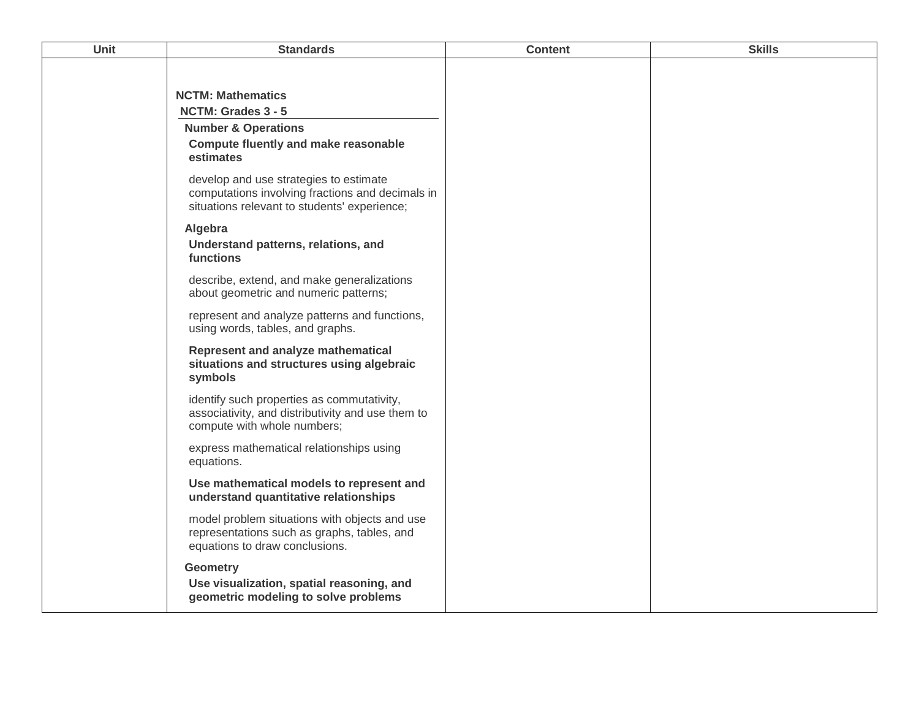| Unit | Standards | Content | Skills |
| --- | --- | --- | --- |
| | **NCTM: Mathematics**<br>**NCTM: Grades 3 - 5**<br>**Number & Operations**<br>**Compute fluently and make reasonable estimates**<br>develop and use strategies to estimate computations involving fractions and decimals in situations relevant to students' experience;<br>**Algebra**<br>**Understand patterns, relations, and functions**<br>describe, extend, and make generalizations about geometric and numeric patterns;<br>represent and analyze patterns and functions, using words, tables, and graphs.<br>**Represent and analyze mathematical situations and structures using algebraic symbols**<br>identify such properties as commutativity, associativity, and distributivity and use them to compute with whole numbers;<br>express mathematical relationships using equations.<br>**Use mathematical models to represent and understand quantitative relationships**<br>model problem situations with objects and use representations such as graphs, tables, and equations to draw conclusions.<br>**Geometry**<br>**Use visualization, spatial reasoning, and geometric modeling to solve problems** | | |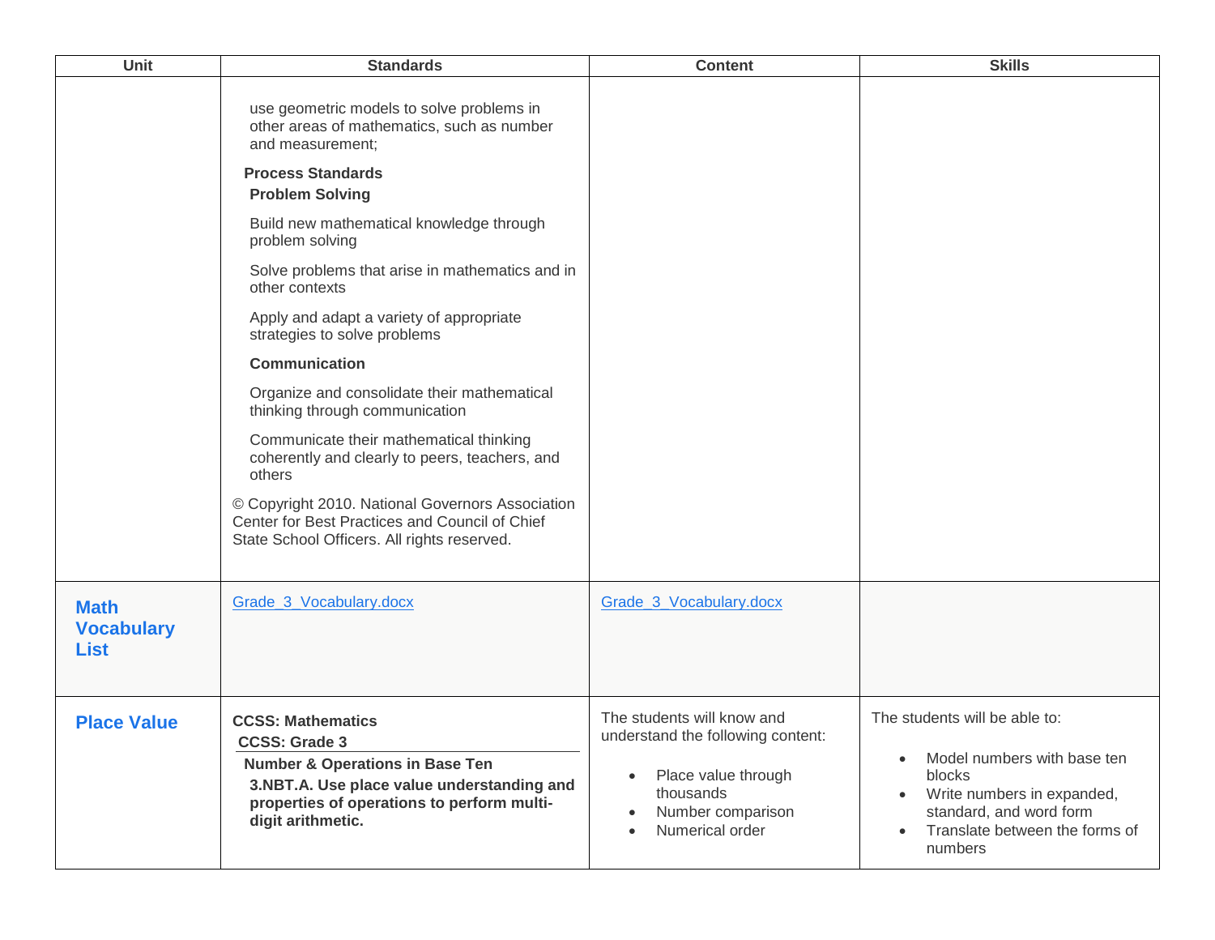| Unit | Standards | Content | Skills |
|---|---|---|---|
| | use geometric models to solve problems in other areas of mathematics, such as number and measurement;<br><br>**Process Standards**<br>**Problem Solving**<br><br>Build new mathematical knowledge through problem solving<br><br>Solve problems that arise in mathematics and in other contexts<br><br>Apply and adapt a variety of appropriate strategies to solve problems<br><br>**Communication**<br><br>Organize and consolidate their mathematical thinking through communication<br><br>Communicate their mathematical thinking coherently and clearly to peers, teachers, and others<br><br>© Copyright 2010. National Governors Association Center for Best Practices and Council of Chief State School Officers. All rights reserved. | | |
| **Math Vocabulary List** | Grade_3_Vocabulary.docx | Grade_3_Vocabulary.docx | |
| **Place Value** | **CCSS: Mathematics**<br>**CCSS: Grade 3**<br>**Number & Operations in Base Ten**<br>**3.NBT.A. Use place value understanding and properties of operations to perform multi-digit arithmetic.** | The students will know and understand the following content:<br><br>• Place value through thousands<br>• Number comparison<br>• Numerical order | The students will be able to:<br><br>• Model numbers with base ten blocks<br>• Write numbers in expanded, standard, and word form<br>• Translate between the forms of numbers |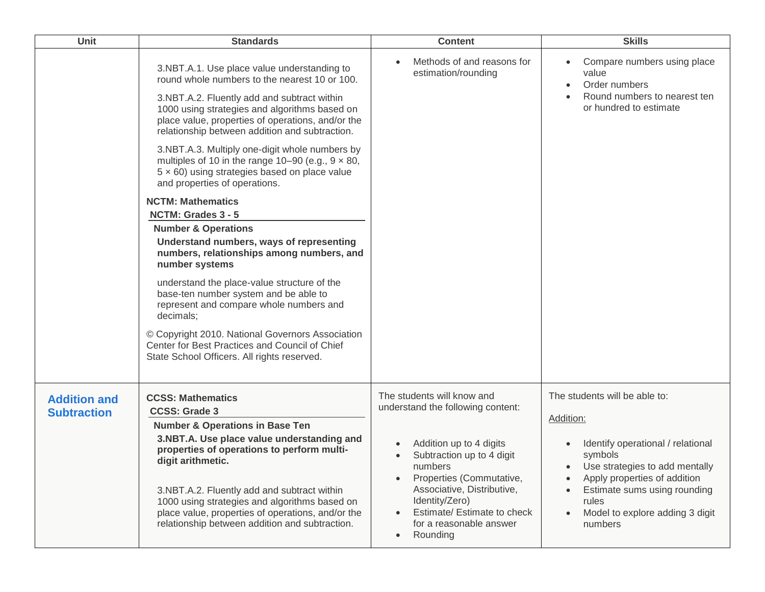| Unit | Standards | Content | Skills |
| --- | --- | --- | --- |
| | 3.NBT.A.1. Use place value understanding to round whole numbers to the nearest 10 or 100.<br><br>3.NBT.A.2. Fluently add and subtract within 1000 using strategies and algorithms based on place value, properties of operations, and/or the relationship between addition and subtraction.<br><br>3.NBT.A.3. Multiply one-digit whole numbers by multiples of 10 in the range 10–90 (e.g., 9 × 80, 5 × 60) using strategies based on place value and properties of operations.<br><br>**NCTM: Mathematics**<br>**NCTM: Grades 3 - 5**<br>**Number & Operations**<br>**Understand numbers, ways of representing numbers, relationships among numbers, and number systems**<br><br>understand the place-value structure of the base-ten number system and be able to represent and compare whole numbers and decimals;<br><br>© Copyright 2010. National Governors Association Center for Best Practices and Council of Chief State School Officers. All rights reserved. | • Methods of and reasons for estimation/rounding | • Compare numbers using place value<br>• Order numbers<br>• Round numbers to nearest ten or hundred to estimate |
| **Addition and Subtraction** | **CCSS: Mathematics**<br>**CCSS: Grade 3**<br>**Number & Operations in Base Ten**<br>**3.NBT.A. Use place value understanding and properties of operations to perform multi-digit arithmetic.**<br><br>3.NBT.A.2. Fluently add and subtract within 1000 using strategies and algorithms based on place value, properties of operations, and/or the relationship between addition and subtraction. | The students will know and understand the following content:<br><br>• Addition up to 4 digits<br>• Subtraction up to 4 digit numbers<br>• Properties (Commutative, Associative, Distributive, Identity/Zero)<br>• Estimate/ Estimate to check for a reasonable answer<br>• Rounding | The students will be able to:<br><br>Addition:<br><br>• Identify operational / relational symbols<br>• Use strategies to add mentally<br>• Apply properties of addition<br>• Estimate sums using rounding rules<br>• Model to explore adding 3 digit numbers |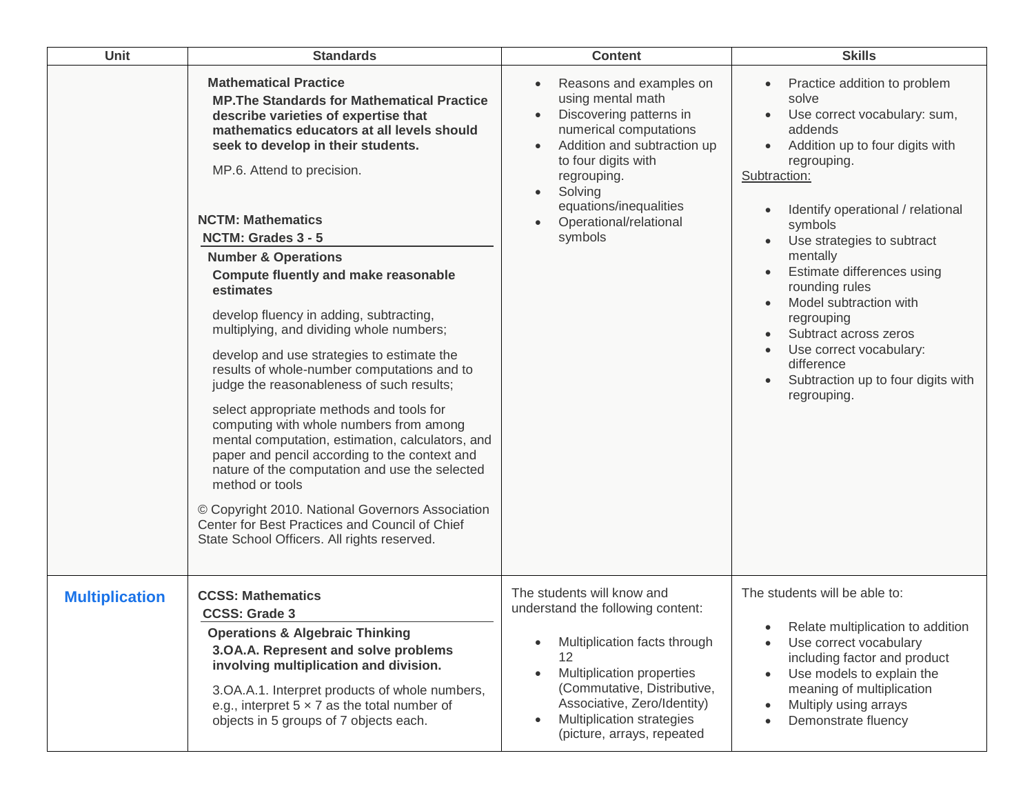| Unit | Standards | Content | Skills |
|---|---|---|---|
| | **Mathematical Practice**<br>**MP.The Standards for Mathematical Practice describe varieties of expertise that mathematics educators at all levels should seek to develop in their students.**<br>MP.6. Attend to precision.<br><br>**NCTM: Mathematics**<br>**NCTM: Grades 3 - 5**<br>**Number & Operations**<br>**Compute fluently and make reasonable estimates**<br>develop fluency in adding, subtracting, multiplying, and dividing whole numbers;<br>develop and use strategies to estimate the results of whole-number computations and to judge the reasonableness of such results;<br>select appropriate methods and tools for computing with whole numbers from among mental computation, estimation, calculators, and paper and pencil according to the context and nature of the computation and use the selected method or tools<br>© Copyright 2010. National Governors Association Center for Best Practices and Council of Chief State School Officers. All rights reserved. | • Reasons and examples on using mental math<br>• Discovering patterns in numerical computations<br>• Addition and subtraction up to four digits with regrouping.<br>• Solving equations/inequalities<br>• Operational/relational symbols | • Practice addition to problem solve<br>• Use correct vocabulary: sum, addends<br>• Addition up to four digits with regrouping.<br>Subtraction:<br>• Identify operational / relational symbols<br>• Use strategies to subtract mentally<br>• Estimate differences using rounding rules<br>• Model subtraction with regrouping<br>• Subtract across zeros<br>• Use correct vocabulary: difference<br>• Subtraction up to four digits with regrouping. |
| **Multiplication** | **CCSS: Mathematics**<br>**CCSS: Grade 3**<br>**Operations & Algebraic Thinking**<br>**3.OA.A. Represent and solve problems involving multiplication and division.**<br>3.OA.A.1. Interpret products of whole numbers, e.g., interpret 5 × 7 as the total number of objects in 5 groups of 7 objects each. | The students will know and understand the following content:<br>• Multiplication facts through 12<br>• Multiplication properties (Commutative, Distributive, Associative, Zero/Identity)<br>• Multiplication strategies (picture, arrays, repeated | The students will be able to:<br>• Relate multiplication to addition<br>• Use correct vocabulary including factor and product<br>• Use models to explain the meaning of multiplication<br>• Multiply using arrays<br>• Demonstrate fluency |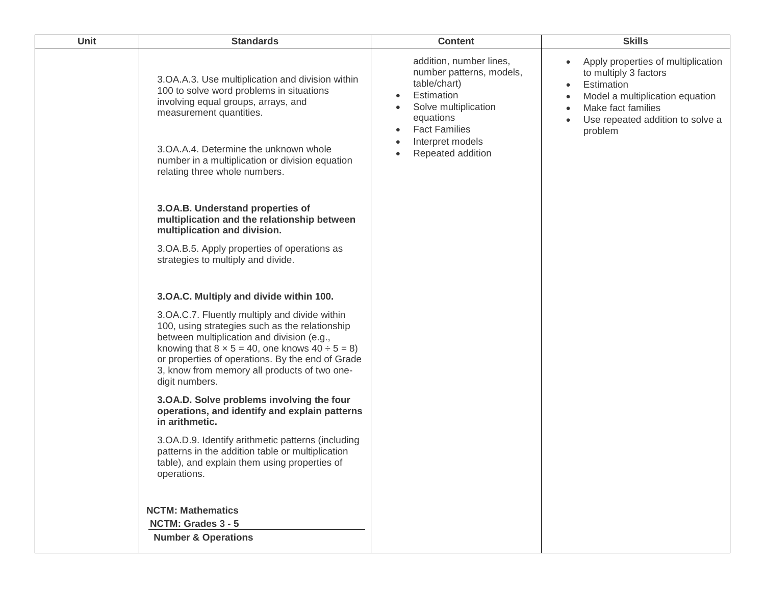| Unit | Standards | Content | Skills |
| --- | --- | --- | --- |
| | 3.OA.A.3. Use multiplication and division within 100 to solve word problems in situations involving equal groups, arrays, and measurement quantities.<br><br>3.OA.A.4. Determine the unknown whole number in a multiplication or division equation relating three whole numbers.<br><br>**3.OA.B. Understand properties of multiplication and the relationship between multiplication and division.**<br><br>3.OA.B.5. Apply properties of operations as strategies to multiply and divide.<br><br>**3.OA.C. Multiply and divide within 100.**<br><br>3.OA.C.7. Fluently multiply and divide within 100, using strategies such as the relationship between multiplication and division (e.g., knowing that $8 \times 5 = 40$, one knows $40 \div 5 = 8$) or properties of operations. By the end of Grade 3, know from memory all products of two one-digit numbers.<br><br>**3.OA.D. Solve problems involving the four operations, and identify and explain patterns in arithmetic.**<br><br>3.OA.D.9. Identify arithmetic patterns (including patterns in the addition table or multiplication table), and explain them using properties of operations.<br><br>**NCTM: Mathematics**<br>**NCTM: Grades 3 - 5**<br>**Number & Operations** | addition, number lines, number patterns, models, table/chart)<br>• Estimation<br>• Solve multiplication equations<br>• Fact Families<br>• Interpret models<br>• Repeated addition | • Apply properties of multiplication to multiply 3 factors<br>• Estimation<br>• Model a multiplication equation<br>• Make fact families<br>• Use repeated addition to solve a problem |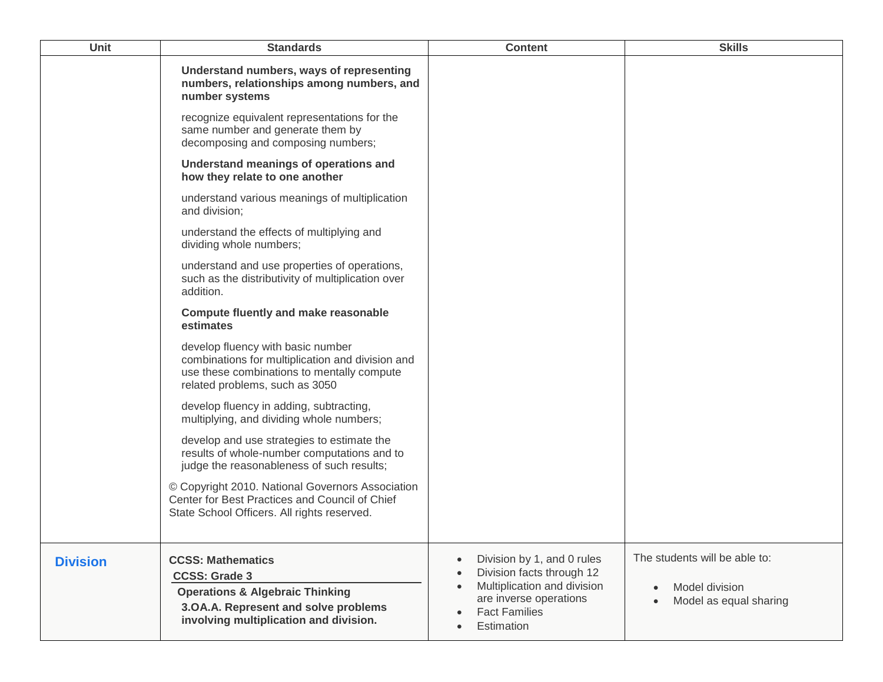| Unit | Standards | Content | Skills |
|---|---|---|---|
| | **Understand numbers, ways of representing numbers, relationships among numbers, and number systems**<br><br>recognize equivalent representations for the same number and generate them by decomposing and composing numbers;<br><br>**Understand meanings of operations and how they relate to one another**<br><br>understand various meanings of multiplication and division;<br><br>understand the effects of multiplying and dividing whole numbers;<br><br>understand and use properties of operations, such as the distributivity of multiplication over addition.<br><br>**Compute fluently and make reasonable estimates**<br><br>develop fluency with basic number combinations for multiplication and division and use these combinations to mentally compute related problems, such as 3050<br><br>develop fluency in adding, subtracting, multiplying, and dividing whole numbers;<br><br>develop and use strategies to estimate the results of whole-number computations and to judge the reasonableness of such results;<br><br>© Copyright 2010. National Governors Association Center for Best Practices and Council of Chief State School Officers. All rights reserved. | | |
| **Division** | **CCSS: Mathematics**<br>**CCSS: Grade 3**<br>**Operations & Algebraic Thinking**<br>**3.OA.A. Represent and solve problems involving multiplication and division.** | • Division by 1, and 0 rules<br>• Division facts through 12<br>• Multiplication and division are inverse operations<br>• Fact Families<br>• Estimation | The students will be able to:<br><br>• Model division<br>• Model as equal sharing |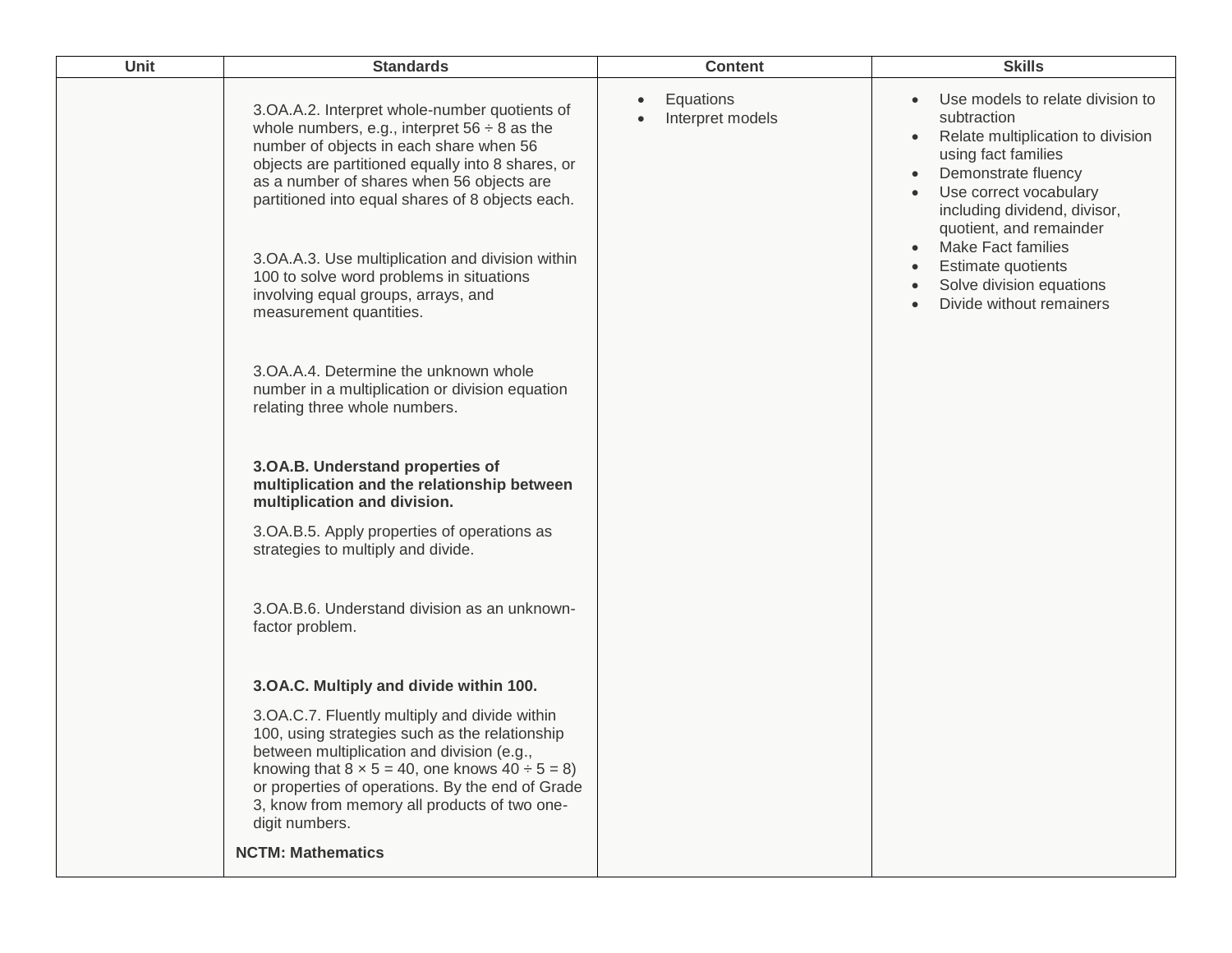| Unit | Standards | Content | Skills |
| --- | --- | --- | --- |
| | 3.OA.A.2. Interpret whole-number quotients of whole numbers, e.g., interpret 56 ÷ 8 as the number of objects in each share when 56 objects are partitioned equally into 8 shares, or as a number of shares when 56 objects are partitioned into equal shares of 8 objects each.<br><br>3.OA.A.3. Use multiplication and division within 100 to solve word problems in situations involving equal groups, arrays, and measurement quantities.<br><br>3.OA.A.4. Determine the unknown whole number in a multiplication or division equation relating three whole numbers.<br><br>**3.OA.B. Understand properties of multiplication and the relationship between multiplication and division.**<br><br>3.OA.B.5. Apply properties of operations as strategies to multiply and divide.<br><br>3.OA.B.6. Understand division as an unknown-factor problem.<br><br>**3.OA.C. Multiply and divide within 100.**<br><br>3.OA.C.7. Fluently multiply and divide within 100, using strategies such as the relationship between multiplication and division (e.g., knowing that 8 × 5 = 40, one knows 40 ÷ 5 = 8) or properties of operations. By the end of Grade 3, know from memory all products of two one-digit numbers.<br><br>**NCTM: Mathematics** | • Equations<br>• Interpret models | • Use models to relate division to subtraction<br>• Relate multiplication to division using fact families<br>• Demonstrate fluency<br>• Use correct vocabulary including dividend, divisor, quotient, and remainder<br>• Make Fact families<br>• Estimate quotients<br>• Solve division equations<br>• Divide without remainders |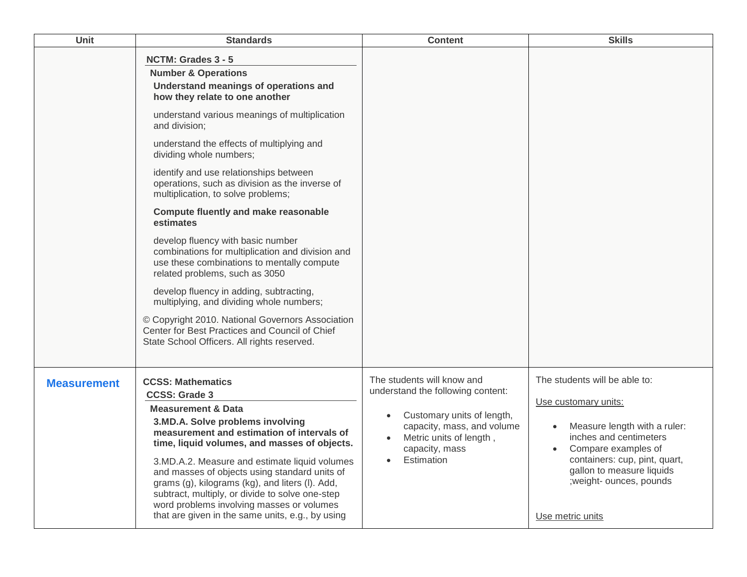| Unit | Standards | Content | Skills |
|---|---|---|---|
| | **NCTM: Grades 3 - 5**<br>**Number & Operations**<br>**Understand meanings of operations and how they relate to one another**<br>understand various meanings of multiplication and division;<br>understand the effects of multiplying and dividing whole numbers;<br>identify and use relationships between operations, such as division as the inverse of multiplication, to solve problems;<br>**Compute fluently and make reasonable estimates**<br>develop fluency with basic number combinations for multiplication and division and use these combinations to mentally compute related problems, such as 3050<br>develop fluency in adding, subtracting, multiplying, and dividing whole numbers;<br>© Copyright 2010. National Governors Association Center for Best Practices and Council of Chief State School Officers. All rights reserved. | | |
| **Measurement** | **CCSS: Mathematics**<br>**CCSS: Grade 3**<br>**Measurement & Data**<br>**3.MD.A. Solve problems involving measurement and estimation of intervals of time, liquid volumes, and masses of objects.**<br>3.MD.A.2. Measure and estimate liquid volumes and masses of objects using standard units of grams (g), kilograms (kg), and liters (l). Add, subtract, multiply, or divide to solve one-step word problems involving masses or volumes that are given in the same units, e.g., by using | The students will know and understand the following content:<br>• Customary units of length, capacity, mass, and volume<br>• Metric units of length , capacity, mass<br>• Estimation | The students will be able to:<br>Use customary units:<br>• Measure length with a ruler: inches and centimeters<br>• Compare examples of containers: cup, pint, quart, gallon to measure liquids ;weight- ounces, pounds<br>Use metric units |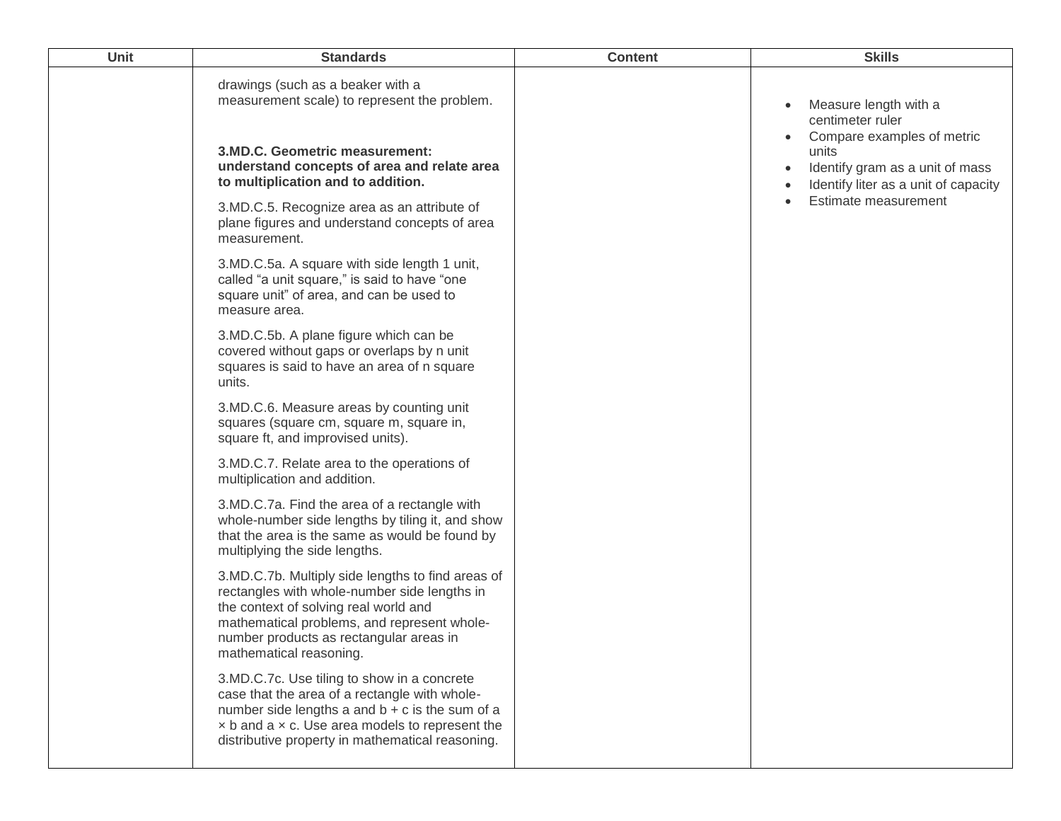| Unit | Standards | Content | Skills |
|---|---|---|---|
| | drawings (such as a beaker with a measurement scale) to represent the problem.<br><br>**3.MD.C. Geometric measurement: understand concepts of area and relate area to multiplication and to addition.**<br><br>3.MD.C.5. Recognize area as an attribute of plane figures and understand concepts of area measurement.<br><br>3.MD.C.5a. A square with side length 1 unit, called “a unit square,” is said to have “one square unit” of area, and can be used to measure area.<br><br>3.MD.C.5b. A plane figure which can be covered without gaps or overlaps by n unit squares is said to have an area of n square units.<br><br>3.MD.C.6. Measure areas by counting unit squares (square cm, square m, square in, square ft, and improvised units).<br><br>3.MD.C.7. Relate area to the operations of multiplication and addition.<br><br>3.MD.C.7a. Find the area of a rectangle with whole-number side lengths by tiling it, and show that the area is the same as would be found by multiplying the side lengths.<br><br>3.MD.C.7b. Multiply side lengths to find areas of rectangles with whole-number side lengths in the context of solving real world and mathematical problems, and represent whole-number products as rectangular areas in mathematical reasoning.<br><br>3.MD.C.7c. Use tiling to show in a concrete case that the area of a rectangle with whole-number side lengths a and b + c is the sum of a × b and a × c. Use area models to represent the distributive property in mathematical reasoning. | | • Measure length with a centimeter ruler<br>• Compare examples of metric units<br>• Identify gram as a unit of mass<br>• Identify liter as a unit of capacity<br>• Estimate measurement |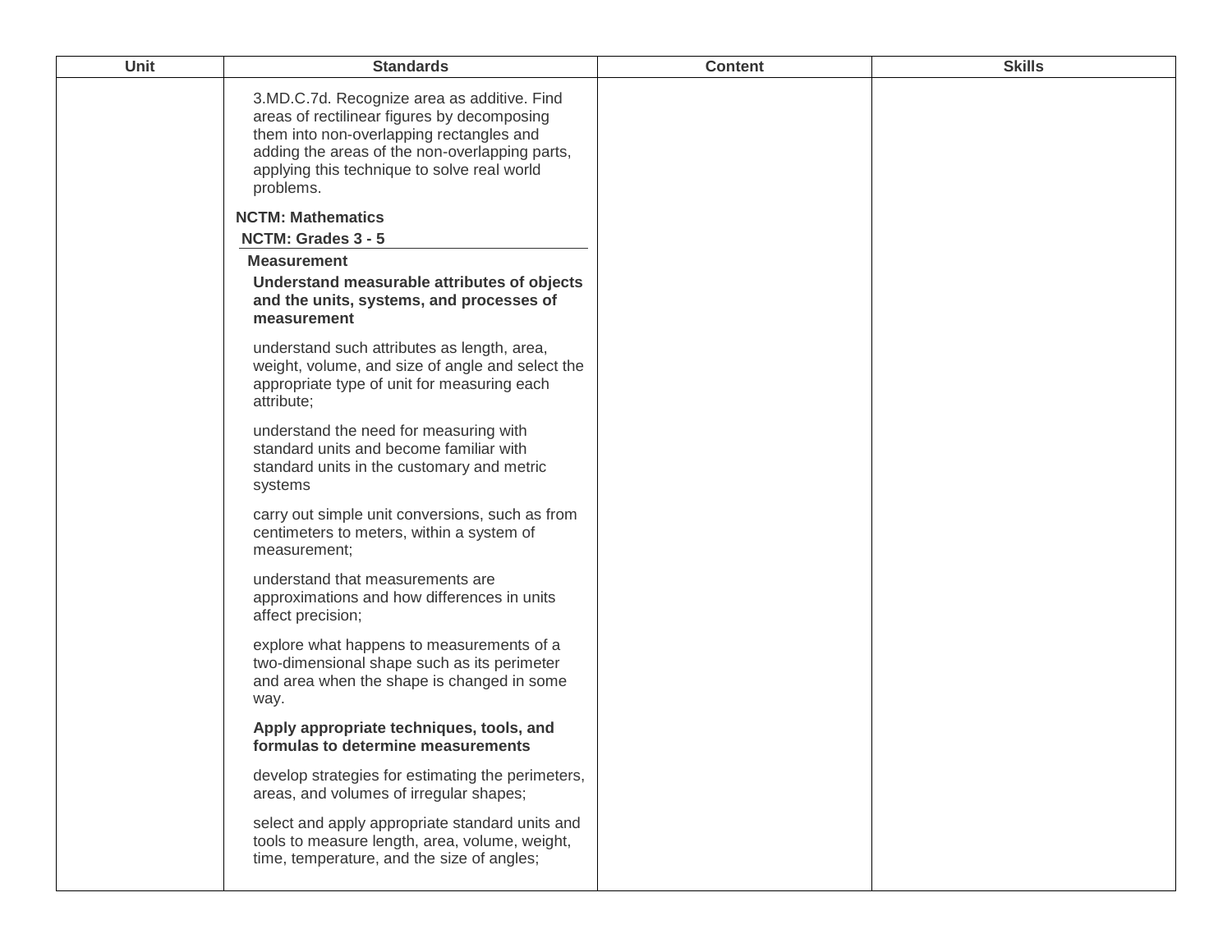| Unit | Standards | Content | Skills |
| --- | --- | --- | --- |
| | 3.MD.C.7d. Recognize area as additive. Find areas of rectilinear figures by decomposing them into non-overlapping rectangles and adding the areas of the non-overlapping parts, applying this technique to solve real world problems.<br><br>**NCTM: Mathematics**<br>**NCTM: Grades 3 - 5**<br>**Measurement**<br>**Understand measurable attributes of objects and the units, systems, and processes of measurement**<br><br>understand such attributes as length, area, weight, volume, and size of angle and select the appropriate type of unit for measuring each attribute;<br><br>understand the need for measuring with standard units and become familiar with standard units in the customary and metric systems<br><br>carry out simple unit conversions, such as from centimeters to meters, within a system of measurement;<br><br>understand that measurements are approximations and how differences in units affect precision;<br><br>explore what happens to measurements of a two-dimensional shape such as its perimeter and area when the shape is changed in some way.<br><br>**Apply appropriate techniques, tools, and formulas to determine measurements**<br><br>develop strategies for estimating the perimeters, areas, and volumes of irregular shapes;<br><br>select and apply appropriate standard units and tools to measure length, area, volume, weight, time, temperature, and the size of angles; | | |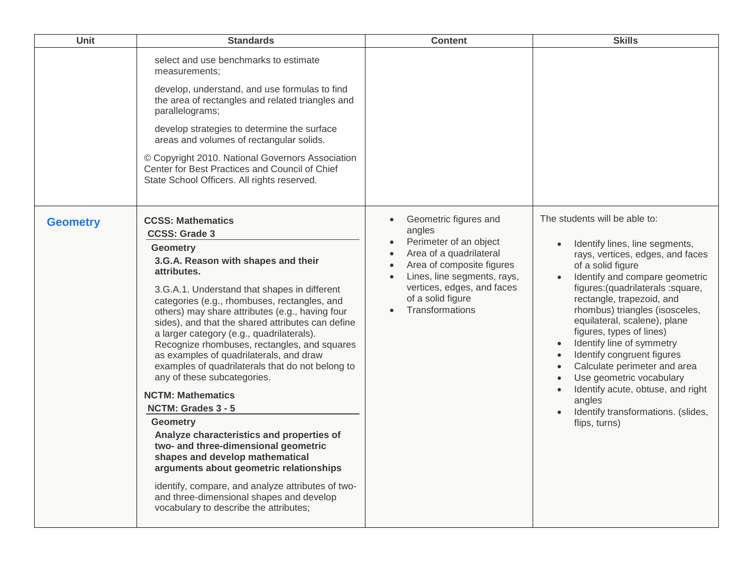| Unit | Standards | Content | Skills |
|---|---|---|---|
| | select and use benchmarks to estimate measurements;<br><br>develop, understand, and use formulas to find the area of rectangles and related triangles and parallelograms;<br><br>develop strategies to determine the surface areas and volumes of rectangular solids.<br><br>© Copyright 2010. National Governors Association Center for Best Practices and Council of Chief State School Officers. All rights reserved. | | |
| **Geometry** | **CCSS: Mathematics**<br>**CCSS: Grade 3**<br>**Geometry**<br>**3.G.A. Reason with shapes and their attributes.**<br><br>3.G.A.1. Understand that shapes in different categories (e.g., rhombuses, rectangles, and others) may share attributes (e.g., having four sides), and that the shared attributes can define a larger category (e.g., quadrilaterals). Recognize rhombuses, rectangles, and squares as examples of quadrilaterals, and draw examples of quadrilaterals that do not belong to any of these subcategories.<br><br>**NCTM: Mathematics**<br>**NCTM: Grades 3 - 5**<br>**Geometry**<br>**Analyze characteristics and properties of two- and three-dimensional geometric shapes and develop mathematical arguments about geometric relationships**<br><br>identify, compare, and analyze attributes of two- and three-dimensional shapes and develop vocabulary to describe the attributes; | • Geometric figures and angles<br>• Perimeter of an object<br>• Area of a quadrilateral<br>• Area of composite figures<br>• Lines, line segments, rays, vertices, edges, and faces of a solid figure<br>• Transformations | The students will be able to:<br><br>• Identify lines, line segments, rays, vertices, edges, and faces of a solid figure<br>• Identify and compare geometric figures:(quadrilaterals :square, rectangle, trapezoid, and rhombus) triangles (isosceles, equilateral, scalene), plane figures, types of lines)<br>• Identify line of symmetry<br>• Identify congruent figures<br>• Calculate perimeter and area<br>• Use geometric vocabulary<br>• Identify acute, obtuse, and right angles<br>• Identify transformations. (slides, flips, turns) |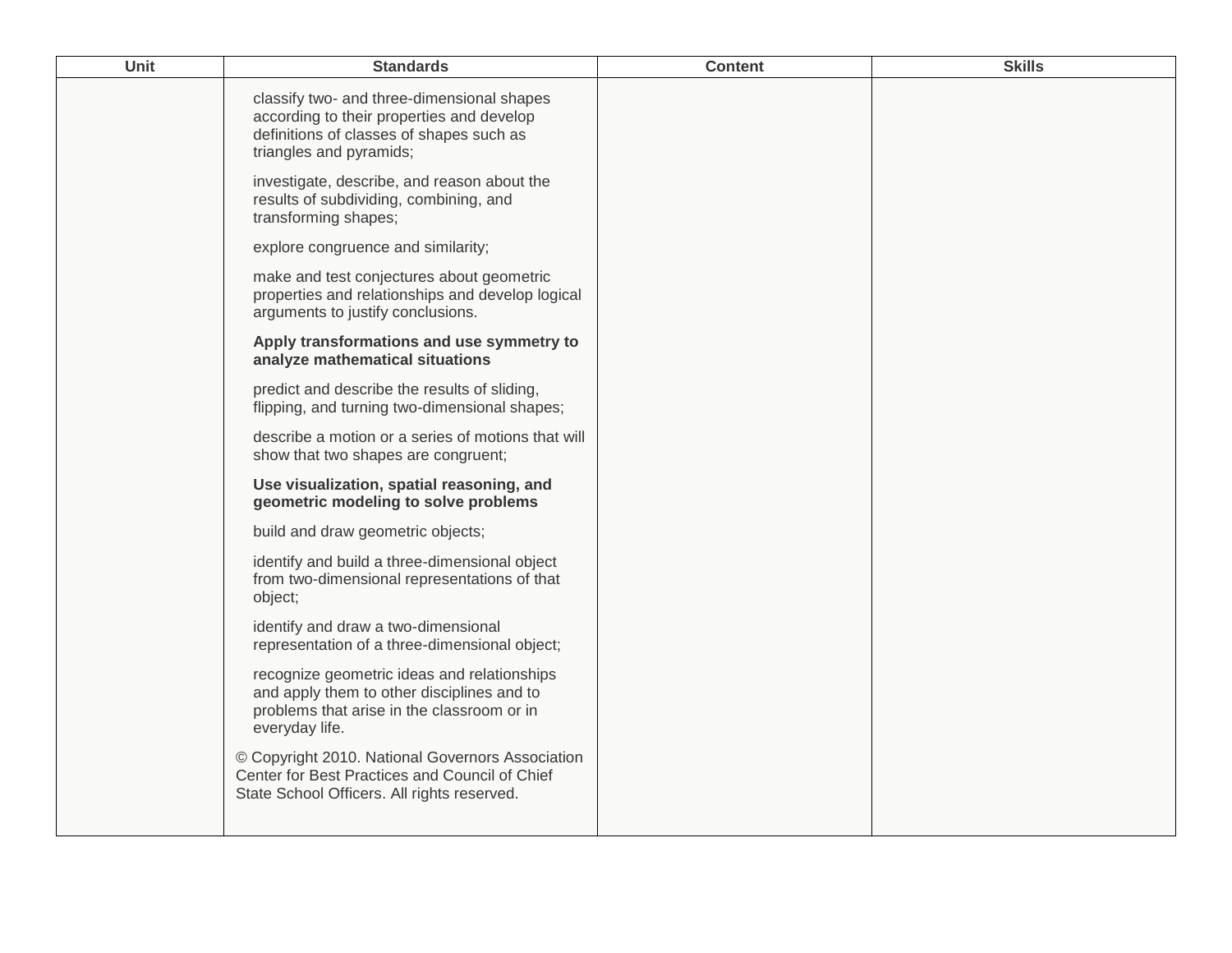| Unit | Standards | Content | Skills |
| --- | --- | --- | --- |
| | classify two- and three-dimensional shapes according to their properties and develop definitions of classes of shapes such as triangles and pyramids;<br><br>investigate, describe, and reason about the results of subdividing, combining, and transforming shapes;<br><br>explore congruence and similarity;<br><br>make and test conjectures about geometric properties and relationships and develop logical arguments to justify conclusions.<br><br>**Apply transformations and use symmetry to analyze mathematical situations**<br><br>predict and describe the results of sliding, flipping, and turning two-dimensional shapes;<br><br>describe a motion or a series of motions that will show that two shapes are congruent;<br><br>**Use visualization, spatial reasoning, and geometric modeling to solve problems**<br><br>build and draw geometric objects;<br><br>identify and build a three-dimensional object from two-dimensional representations of that object;<br><br>identify and draw a two-dimensional representation of a three-dimensional object;<br><br>recognize geometric ideas and relationships and apply them to other disciplines and to problems that arise in the classroom or in everyday life.<br><br>© Copyright 2010. National Governors Association Center for Best Practices and Council of Chief State School Officers. All rights reserved. | | |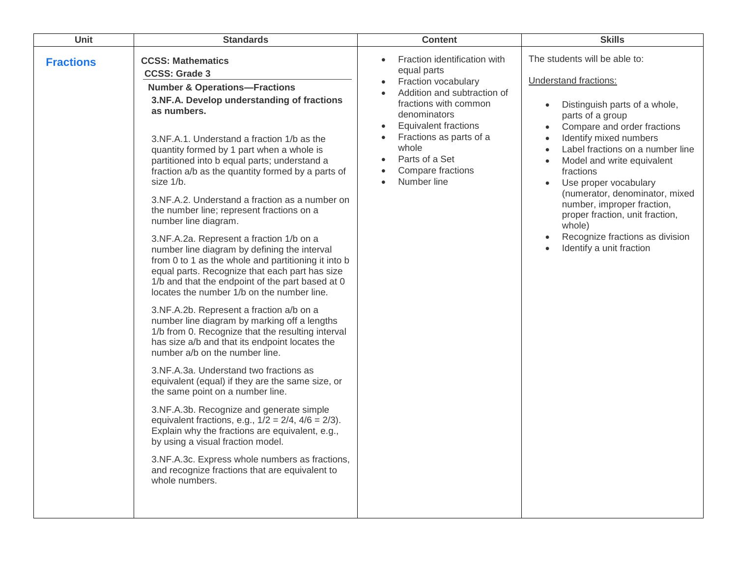| Unit | Standards | Content | Skills |
| --- | --- | --- | --- |
| **Fractions** | **CCSS: Mathematics**<br>**CCSS: Grade 3**<br>**Number & Operations—Fractions**<br>**3.NF.A. Develop understanding of fractions as numbers.**<br><br>3.NF.A.1. Understand a fraction 1/b as the quantity formed by 1 part when a whole is partitioned into b equal parts; understand a fraction a/b as the quantity formed by a parts of size 1/b.<br><br>3.NF.A.2. Understand a fraction as a number on the number line; represent fractions on a number line diagram.<br><br>3.NF.A.2a. Represent a fraction 1/b on a number line diagram by defining the interval from 0 to 1 as the whole and partitioning it into b equal parts. Recognize that each part has size 1/b and that the endpoint of the part based at 0 locates the number 1/b on the number line.<br><br>3.NF.A.2b. Represent a fraction a/b on a number line diagram by marking off a lengths 1/b from 0. Recognize that the resulting interval has size a/b and that its endpoint locates the number a/b on the number line.<br><br>3.NF.A.3a. Understand two fractions as equivalent (equal) if they are the same size, or the same point on a number line.<br><br>3.NF.A.3b. Recognize and generate simple equivalent fractions, e.g., 1/2 = 2/4, 4/6 = 2/3). Explain why the fractions are equivalent, e.g., by using a visual fraction model.<br><br>3.NF.A.3c. Express whole numbers as fractions, and recognize fractions that are equivalent to whole numbers. | • Fraction identification with equal parts<br>• Fraction vocabulary<br>• Addition and subtraction of fractions with common denominators<br>• Equivalent fractions<br>• Fractions as parts of a whole<br>• Parts of a Set<br>• Compare fractions<br>• Number line | The students will be able to:<br><br>Understand fractions:<br><br>• Distinguish parts of a whole, parts of a group<br>• Compare and order fractions<br>• Identify mixed numbers<br>• Label fractions on a number line<br>• Model and write equivalent fractions<br>• Use proper vocabulary (numerator, denominator, mixed number, improper fraction, proper fraction, unit fraction, whole)<br>• Recognize fractions as division<br>• Identify a unit fraction |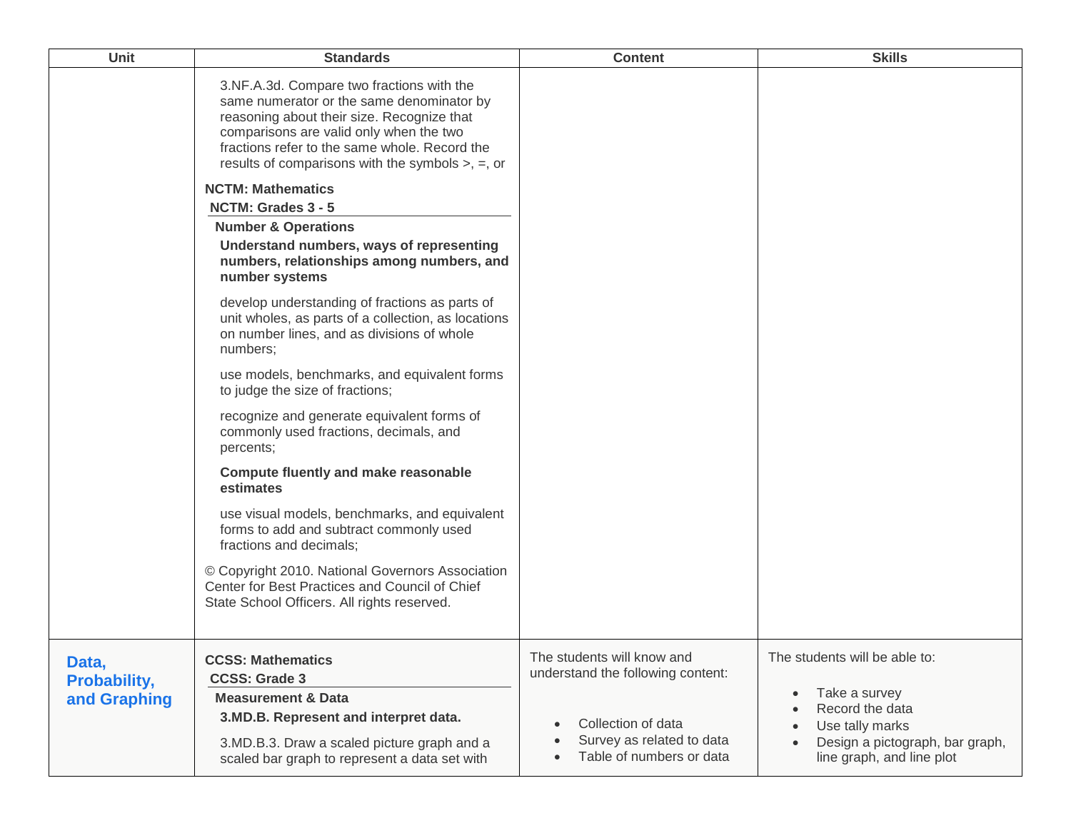| Unit | Standards | Content | Skills |
| --- | --- | --- | --- |
| | 3.NF.A.3d. Compare two fractions with the same numerator or the same denominator by reasoning about their size. Recognize that comparisons are valid only when the two fractions refer to the same whole. Record the results of comparisons with the symbols >, =, or<br><br>**NCTM: Mathematics**<br>**NCTM: Grades 3 - 5**<br>**Number & Operations**<br>**Understand numbers, ways of representing numbers, relationships among numbers, and number systems**<br><br>develop understanding of fractions as parts of unit wholes, as parts of a collection, as locations on number lines, and as divisions of whole numbers;<br><br>use models, benchmarks, and equivalent forms to judge the size of fractions;<br><br>recognize and generate equivalent forms of commonly used fractions, decimals, and percents;<br><br>**Compute fluently and make reasonable estimates**<br><br>use visual models, benchmarks, and equivalent forms to add and subtract commonly used fractions and decimals;<br><br>© Copyright 2010. National Governors Association Center for Best Practices and Council of Chief State School Officers. All rights reserved. | | |
| **Data, Probability, and Graphing** | **CCSS: Mathematics**<br>**CCSS: Grade 3**<br>**Measurement & Data**<br>**3.MD.B. Represent and interpret data.**<br><br>3.MD.B.3. Draw a scaled picture graph and a scaled bar graph to represent a data set with | The students will know and understand the following content:<br><br>• Collection of data<br>• Survey as related to data<br>• Table of numbers or data | The students will be able to:<br><br>• Take a survey<br>• Record the data<br>• Use tally marks<br>• Design a pictograph, bar graph, line graph, and line plot |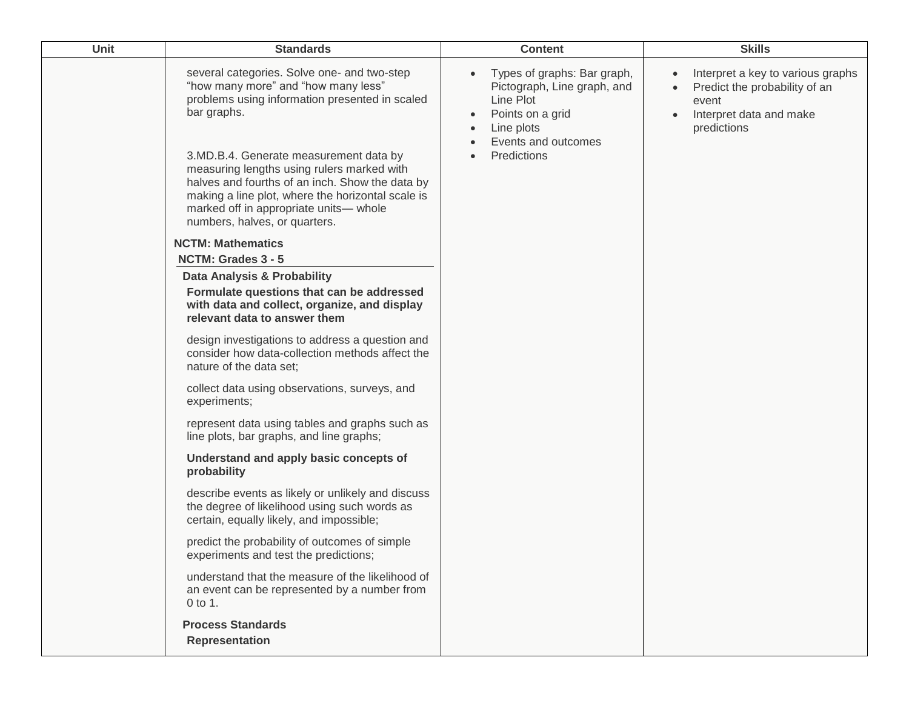| Unit | Standards | Content | Skills |
| --- | --- | --- | --- |
| | several categories. Solve one- and two-step “how many more” and “how many less” problems using information presented in scaled bar graphs.<br><br>3.MD.B.4. Generate measurement data by measuring lengths using rulers marked with halves and fourths of an inch. Show the data by making a line plot, where the horizontal scale is marked off in appropriate units— whole numbers, halves, or quarters.<br><br>**NCTM: Mathematics**<br>**NCTM: Grades 3 - 5**<br>**Data Analysis & Probability**<br>**Formulate questions that can be addressed with data and collect, organize, and display relevant data to answer them**<br><br>design investigations to address a question and consider how data-collection methods affect the nature of the data set;<br><br>collect data using observations, surveys, and experiments;<br><br>represent data using tables and graphs such as line plots, bar graphs, and line graphs;<br><br>**Understand and apply basic concepts of probability**<br><br>describe events as likely or unlikely and discuss the degree of likelihood using such words as certain, equally likely, and impossible;<br><br>predict the probability of outcomes of simple experiments and test the predictions;<br><br>understand that the measure of the likelihood of an event can be represented by a number from 0 to 1.<br><br>**Process Standards**<br>**Representation** | • Types of graphs: Bar graph, Pictograph, Line graph, and Line Plot<br>• Points on a grid<br>• Line plots<br>• Events and outcomes<br>• Predictions | • Interpret a key to various graphs<br>• Predict the probability of an event<br>• Interpret data and make predictions |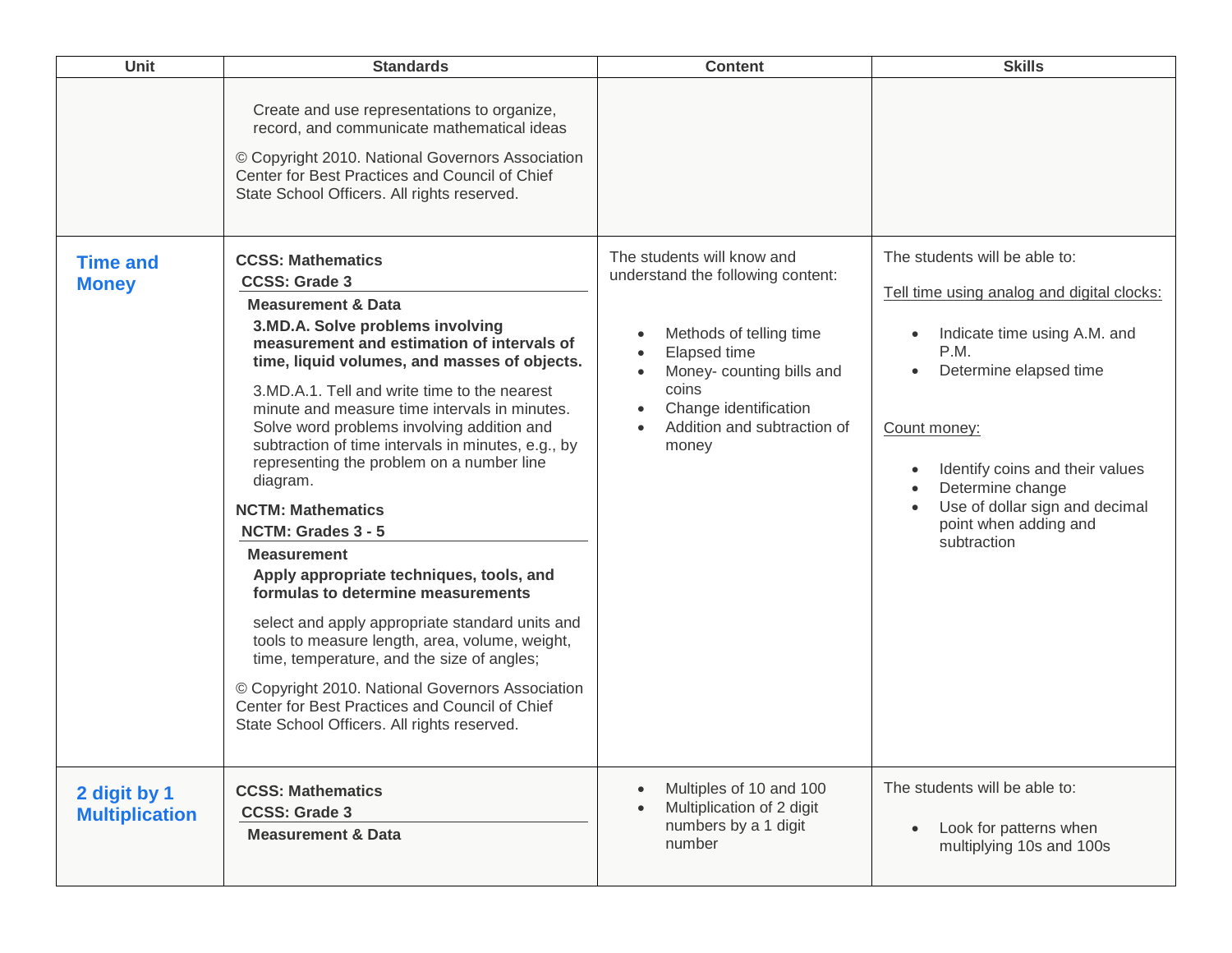| Unit | Standards | Content | Skills |
| --- | --- | --- | --- |
| | Create and use representations to organize, record, and communicate mathematical ideas<br><br>© Copyright 2010. National Governors Association Center for Best Practices and Council of Chief State School Officers. All rights reserved. | | |
| **Time and Money** | **CCSS: Mathematics**<br>**CCSS: Grade 3**<br>**Measurement & Data**<br>**3.MD.A. Solve problems involving measurement and estimation of intervals of time, liquid volumes, and masses of objects.**<br><br>3.MD.A.1. Tell and write time to the nearest minute and measure time intervals in minutes. Solve word problems involving addition and subtraction of time intervals in minutes, e.g., by representing the problem on a number line diagram.<br><br>**NCTM: Mathematics**<br>**NCTM: Grades 3 - 5**<br>**Measurement**<br>**Apply appropriate techniques, tools, and formulas to determine measurements**<br><br>select and apply appropriate standard units and tools to measure length, area, volume, weight, time, temperature, and the size of angles;<br><br>© Copyright 2010. National Governors Association Center for Best Practices and Council of Chief State School Officers. All rights reserved. | The students will know and understand the following content:<br><br>• Methods of telling time<br>• Elapsed time<br>• Money- counting bills and coins<br>• Change identification<br>• Addition and subtraction of money | The students will be able to:<br><br>Tell time using analog and digital clocks:<br><br>• Indicate time using A.M. and P.M.<br>• Determine elapsed time<br><br>Count money:<br><br>• Identify coins and their values<br>• Determine change<br>• Use of dollar sign and decimal point when adding and subtraction |
| **2 digit by 1 Multiplication** | **CCSS: Mathematics**<br>**CCSS: Grade 3**<br>**Measurement & Data** | • Multiples of 10 and 100<br>• Multiplication of 2 digit numbers by a 1 digit number | The students will be able to:<br><br>• Look for patterns when multiplying 10s and 100s |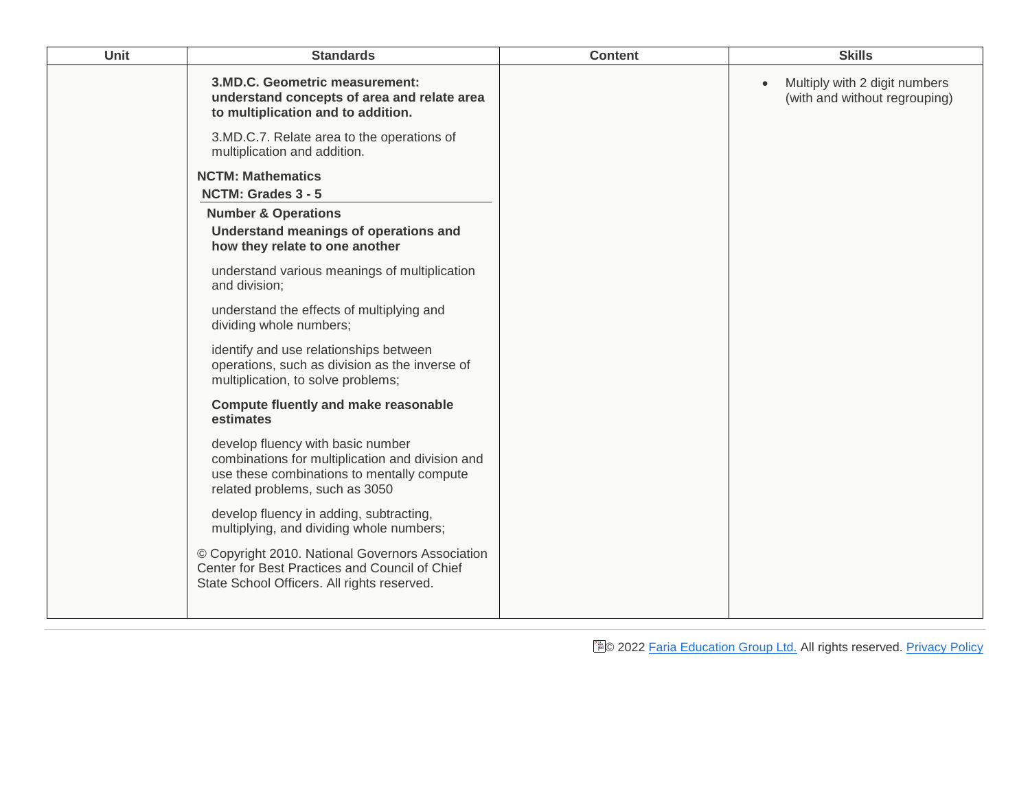| Unit | Standards | Content | Skills |
| --- | --- | --- | --- |
| | **3.MD.C. Geometric measurement: understand concepts of area and relate area to multiplication and to addition.**<br><br>3.MD.C.7. Relate area to the operations of multiplication and addition.<br><br>**NCTM: Mathematics**<br>**NCTM: Grades 3 - 5**<br>**Number & Operations**<br>**Understand meanings of operations and how they relate to one another**<br><br>understand various meanings of multiplication and division;<br><br>understand the effects of multiplying and dividing whole numbers;<br><br>identify and use relationships between operations, such as division as the inverse of multiplication, to solve problems;<br><br>**Compute fluently and make reasonable estimates**<br><br>develop fluency with basic number combinations for multiplication and division and use these combinations to mentally compute related problems, such as 3050<br><br>develop fluency in adding, subtracting, multiplying, and dividing whole numbers;<br><br>© Copyright 2010. National Governors Association Center for Best Practices and Council of Chief State School Officers. All rights reserved. | | • Multiply with 2 digit numbers (with and without regrouping) |

© 2022 Faria Education Group Ltd. All rights reserved. Privacy Policy